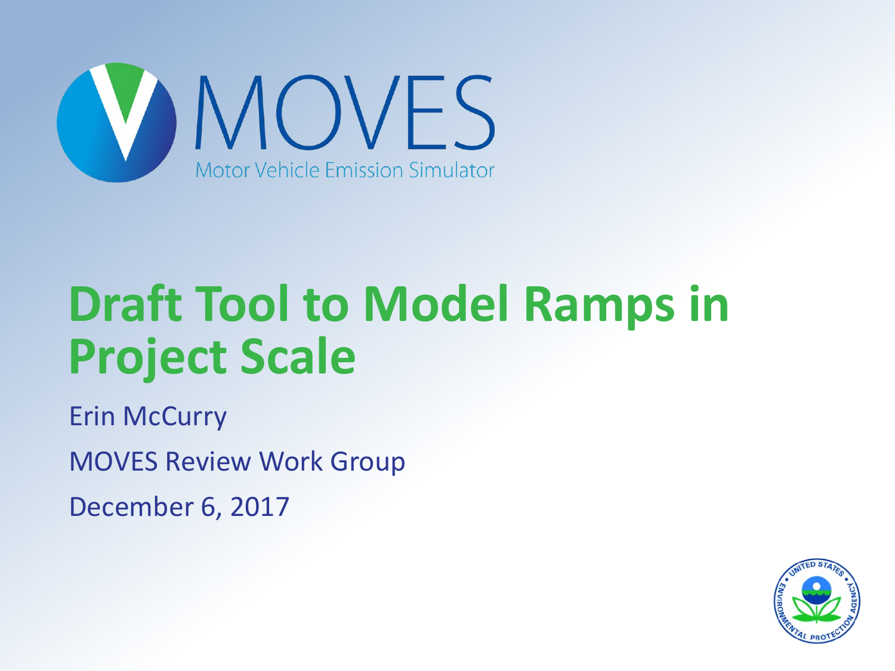MOVES

Motor Vehicle Emission Simulator

# Draft Tool to Model Ramps in Project Scale

Erin McCurry

MOVES Review Work Group

December 6, 2017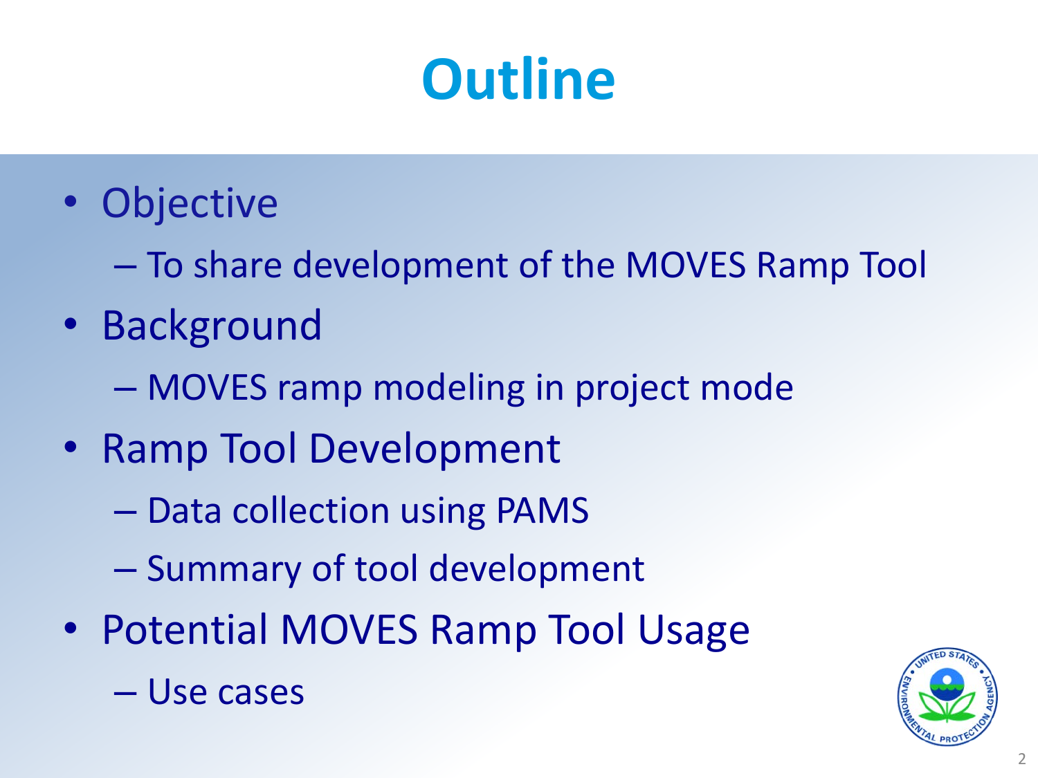# Outline

- Objective
  - To share development of the MOVES Ramp Tool
- Background
  - MOVES ramp modeling in project mode
- Ramp Tool Development
  - Data collection using PAMS
  - Summary of tool development
- Potential MOVES Ramp Tool Usage
  - Use cases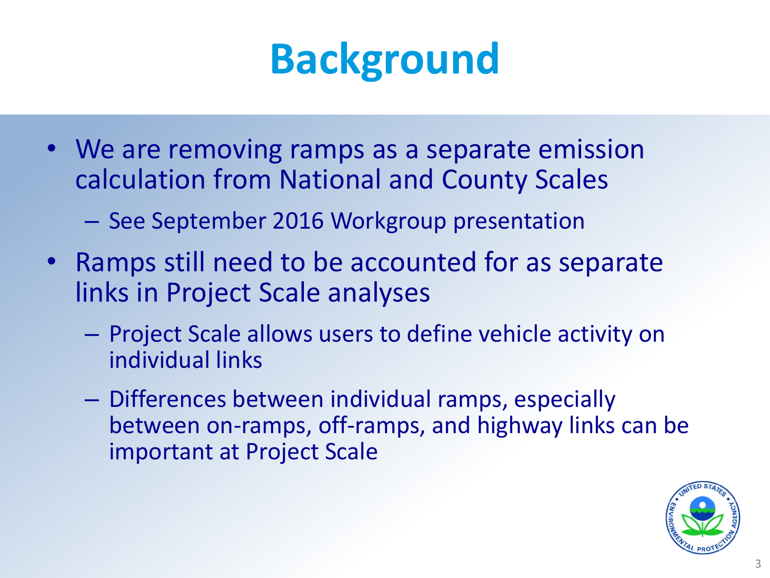# Background

- We are removing ramps as a separate emission calculation from National and County Scales
  - See September 2016 Workgroup presentation
- Ramps still need to be accounted for as separate links in Project Scale analyses
  - Project Scale allows users to define vehicle activity on individual links
  - Differences between individual ramps, especially between on-ramps, off-ramps, and highway links can be important at Project Scale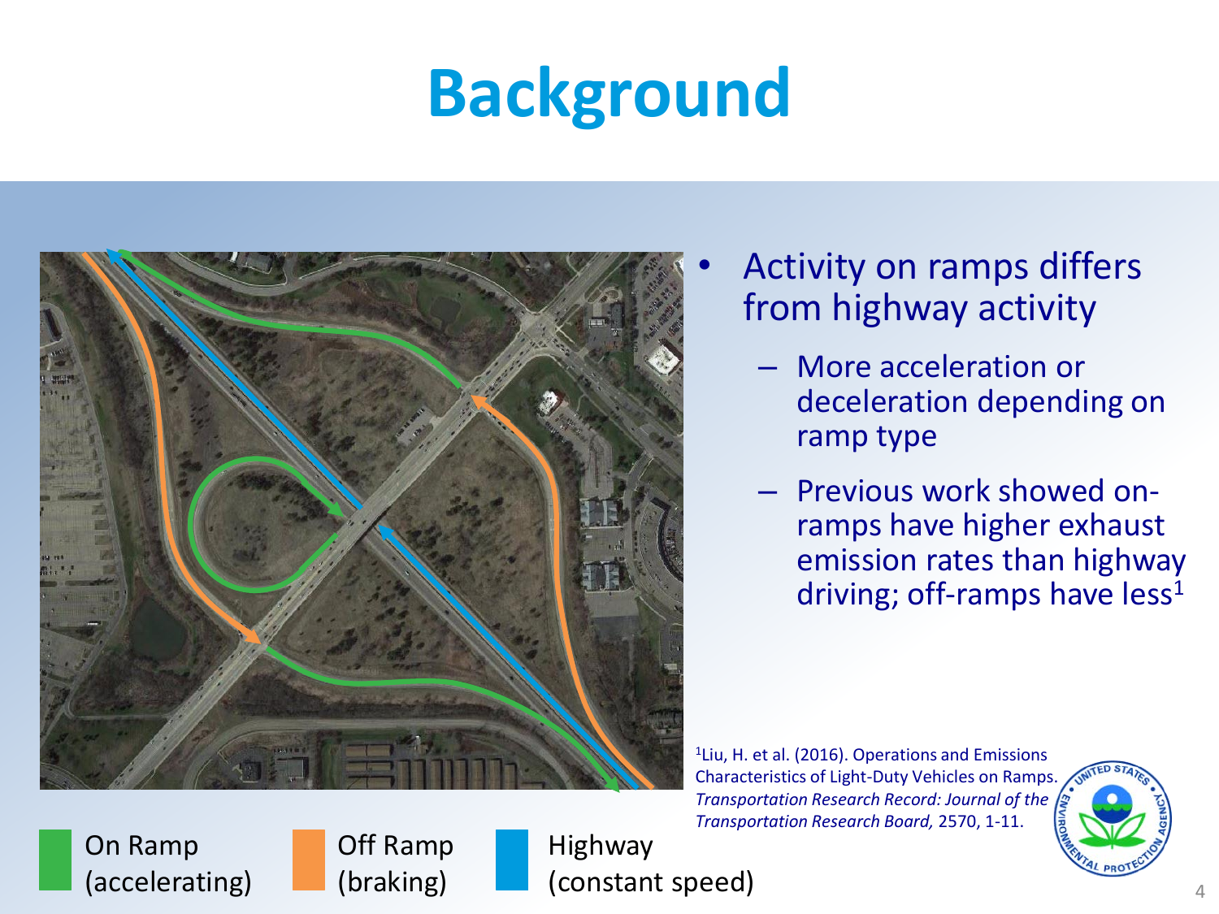# Background

- Activity on ramps differs from highway activity
  - More acceleration or deceleration depending on ramp type
  - Previous work showed on-ramps have higher exhaust emission rates than highway driving; off-ramps have less[1]

On Ramp (accelerating)

Off Ramp (braking)

Highway (constant speed)

[1]Liu, H. et al. (2016). Operations and Emissions Characteristics of Light-Duty Vehicles on Ramps. *Transportation Research Record: Journal of the Transportation Research Board,* 2570, 1-11.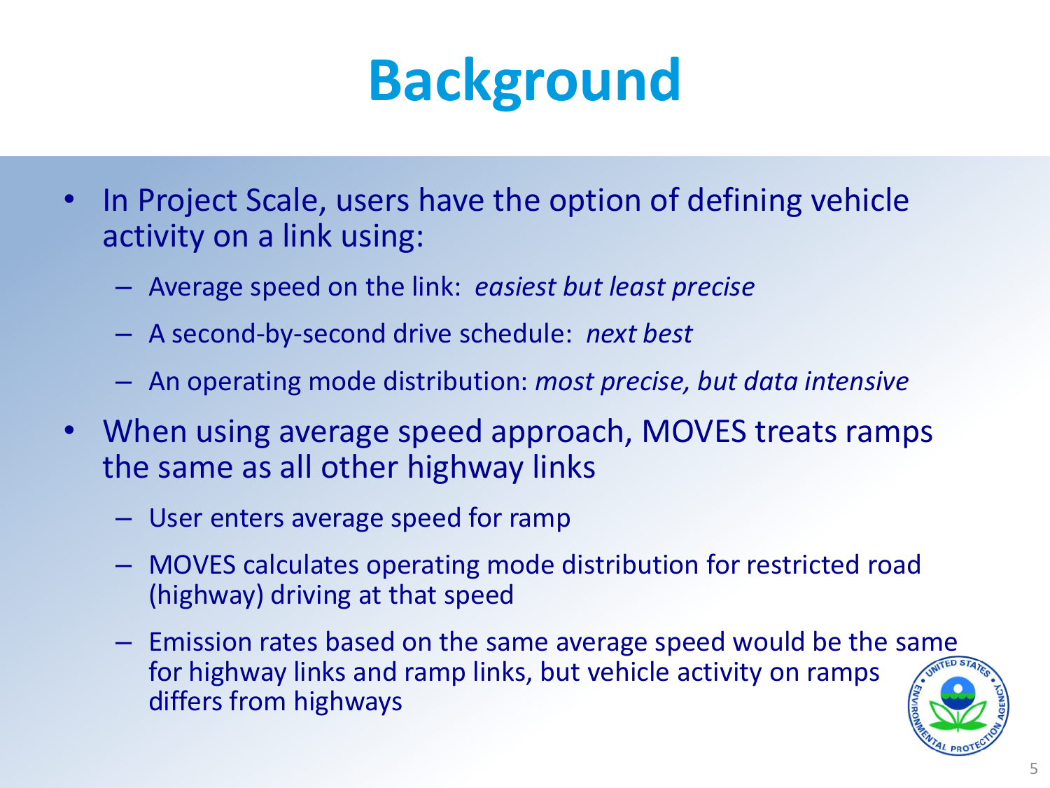# Background

- In Project Scale, users have the option of defining vehicle activity on a link using:
  - Average speed on the link: *easiest but least precise*
  - A second-by-second drive schedule: *next best*
  - An operating mode distribution: *most precise, but data intensive*
- When using average speed approach, MOVES treats ramps the same as all other highway links
  - User enters average speed for ramp
  - MOVES calculates operating mode distribution for restricted road (highway) driving at that speed
  - Emission rates based on the same average speed would be the same for highway links and ramp links, but vehicle activity on ramps differs from highways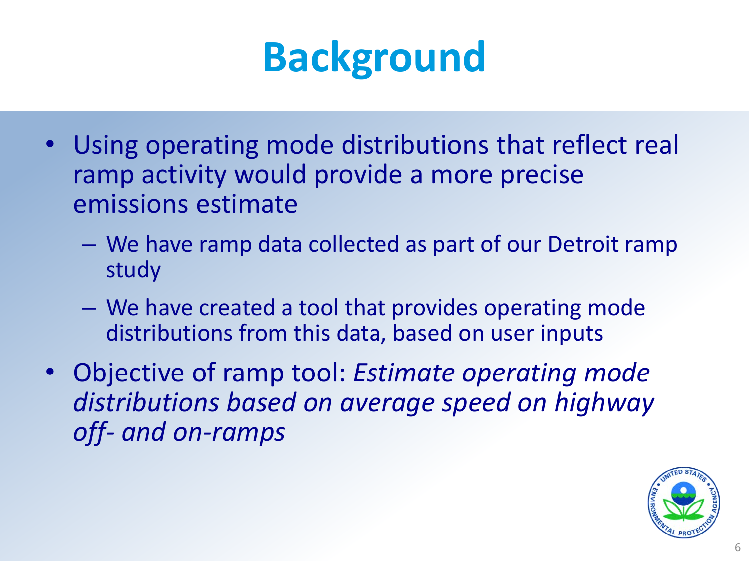# Background

- Using operating mode distributions that reflect real ramp activity would provide a more precise emissions estimate
  - We have ramp data collected as part of our Detroit ramp study
  - We have created a tool that provides operating mode distributions from this data, based on user inputs
- Objective of ramp tool: *Estimate operating mode distributions based on average speed on highway off- and on-ramps*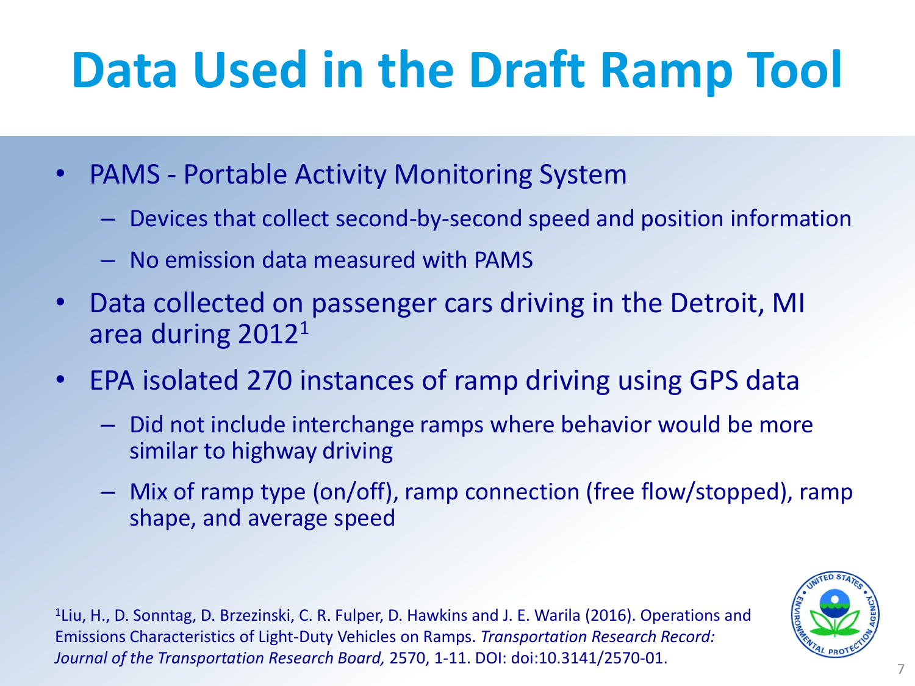# Data Used in the Draft Ramp Tool

- PAMS - Portable Activity Monitoring System
  - Devices that collect second-by-second speed and position information
  - No emission data measured with PAMS
- Data collected on passenger cars driving in the Detroit, MI area during 2012[1]
- EPA isolated 270 instances of ramp driving using GPS data
  - Did not include interchange ramps where behavior would be more similar to highway driving
  - Mix of ramp type (on/off), ramp connection (free flow/stopped), ramp shape, and average speed

[1]Liu, H., D. Sonntag, D. Brzezinski, C. R. Fulper, D. Hawkins and J. E. Warila (2016). Operations and Emissions Characteristics of Light-Duty Vehicles on Ramps. *Transportation Research Record: Journal of the Transportation Research Board,* 2570, 1-11. DOI: doi:10.3141/2570-01.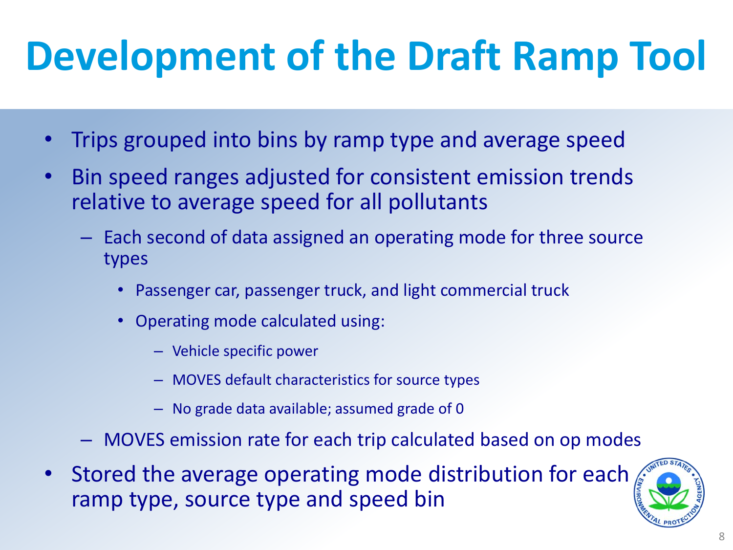# Development of the Draft Ramp Tool

- Trips grouped into bins by ramp type and average speed
- Bin speed ranges adjusted for consistent emission trends relative to average speed for all pollutants
  - Each second of data assigned an operating mode for three source types
    - Passenger car, passenger truck, and light commercial truck
    - Operating mode calculated using:
      - Vehicle specific power
      - MOVES default characteristics for source types
      - No grade data available; assumed grade of 0
  - MOVES emission rate for each trip calculated based on op modes
- Stored the average operating mode distribution for each ramp type, source type and speed bin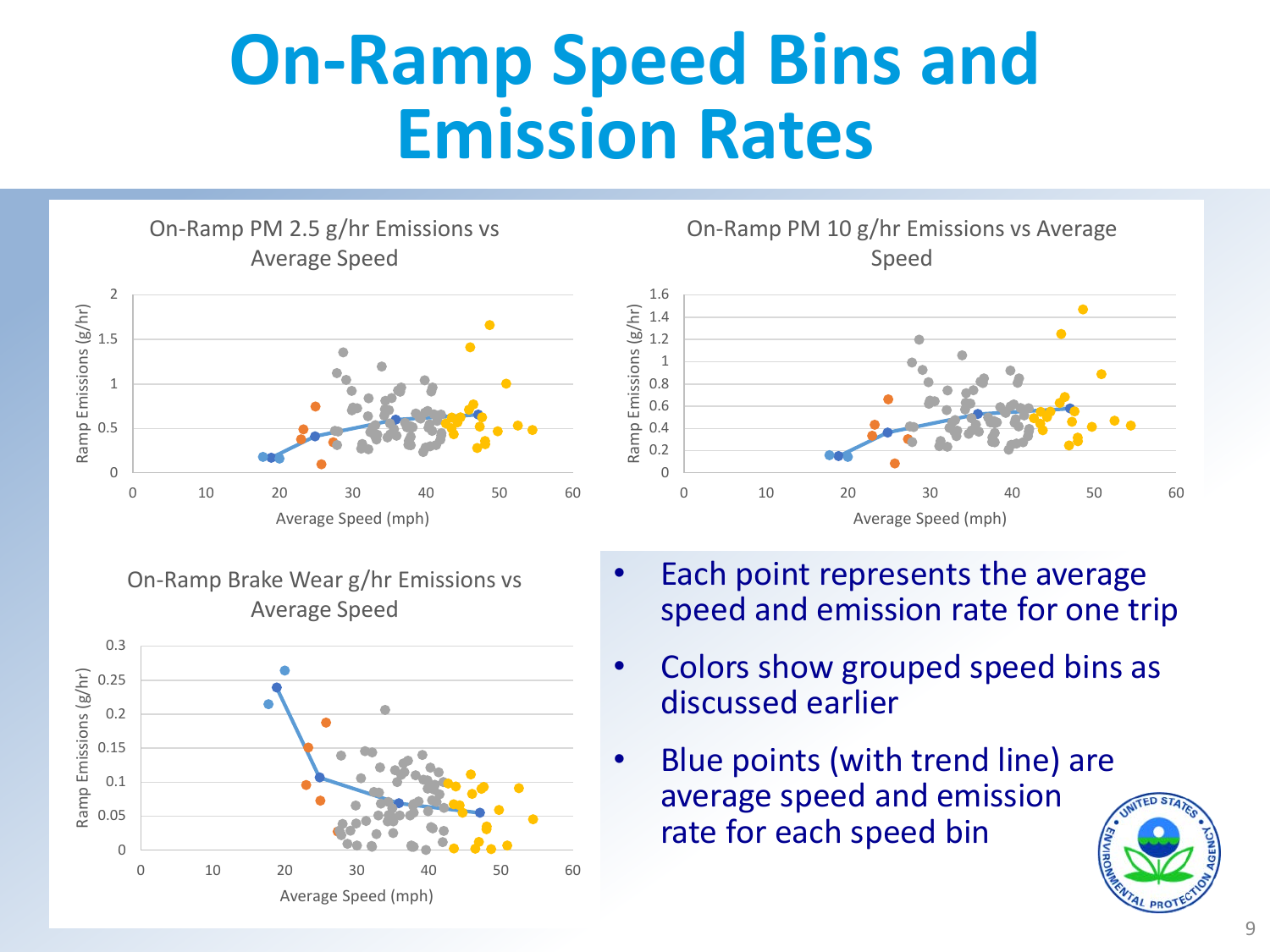# On-Ramp Speed Bins and Emission Rates

On-Ramp PM 2.5 g/hr Emissions vs Average Speed

On-Ramp PM 10 g/hr Emissions vs Average Speed

On-Ramp Brake Wear g/hr Emissions vs Average Speed

- Each point represents the average speed and emission rate for one trip
- Colors show grouped speed bins as discussed earlier
- Blue points (with trend line) are average speed and emission rate for each speed bin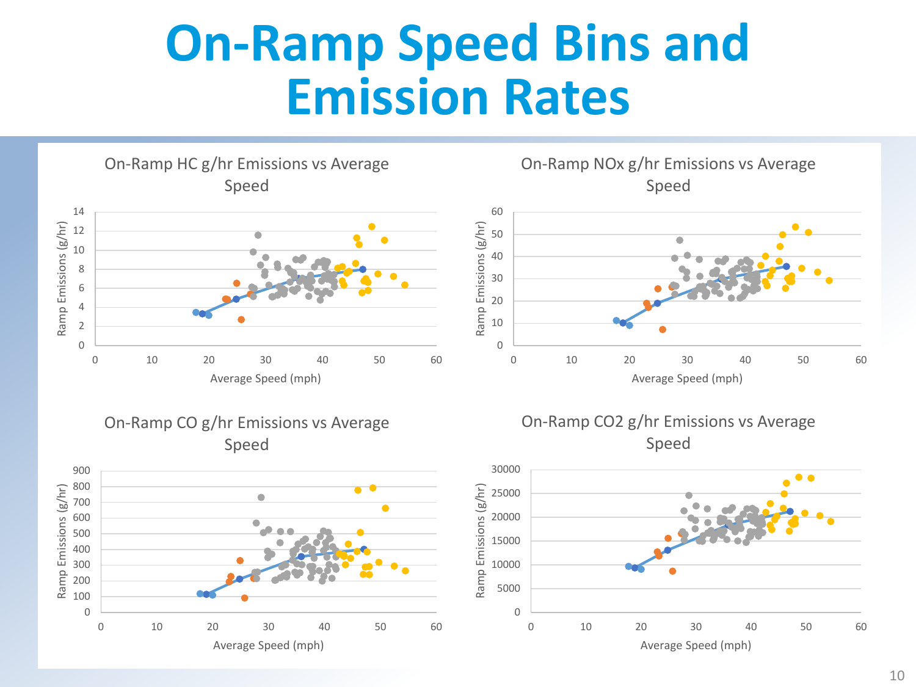# On-Ramp Speed Bins and Emission Rates

On-Ramp HC g/hr Emissions vs Average Speed

On-Ramp NOx g/hr Emissions vs Average Speed

On-Ramp CO g/hr Emissions vs Average Speed

On-Ramp CO2 g/hr Emissions vs Average Speed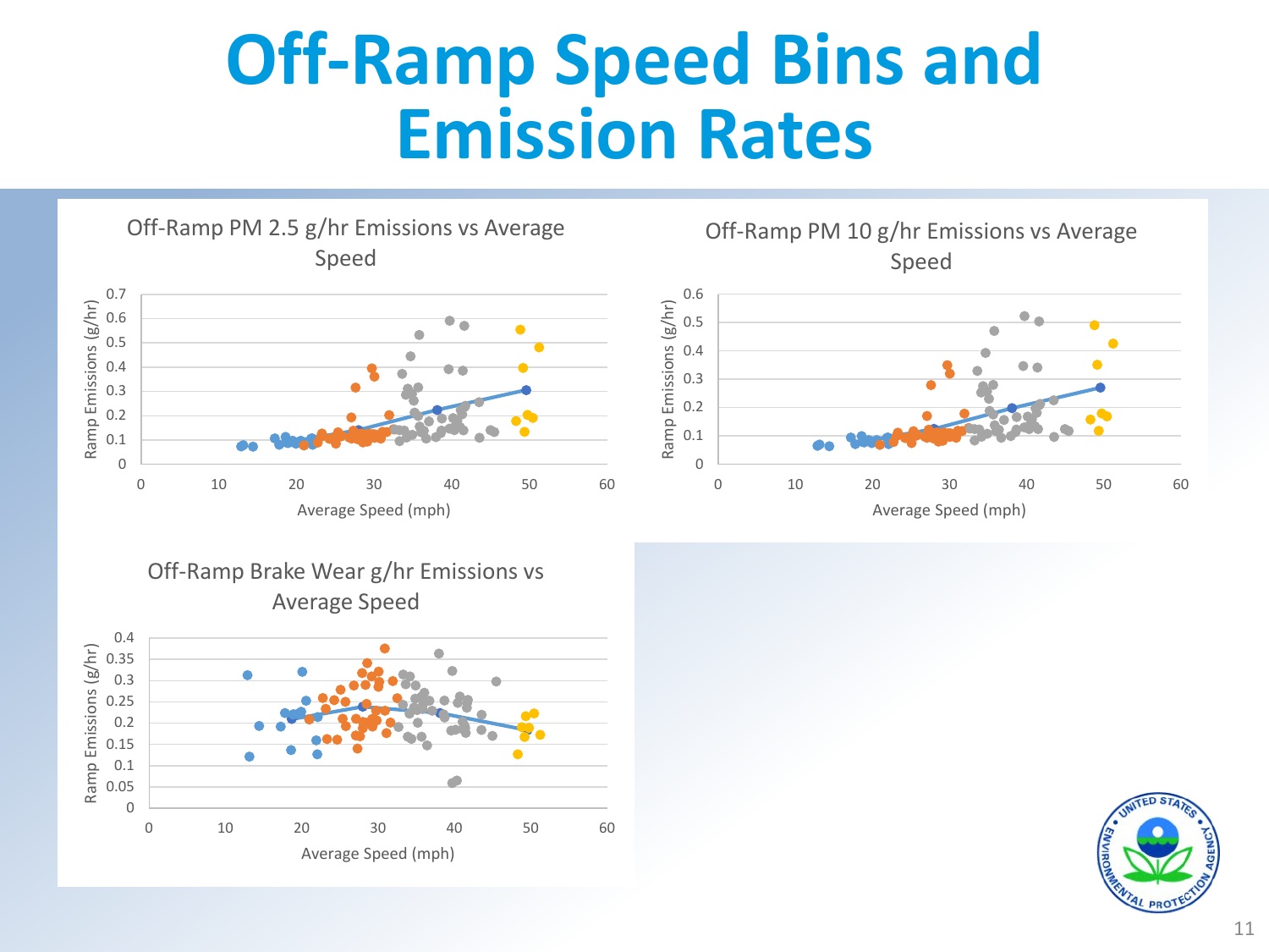# Off-Ramp Speed Bins and Emission Rates

Off-Ramp PM 2.5 g/hr Emissions vs Average Speed

Off-Ramp PM 10 g/hr Emissions vs Average Speed

Off-Ramp Brake Wear g/hr Emissions vs Average Speed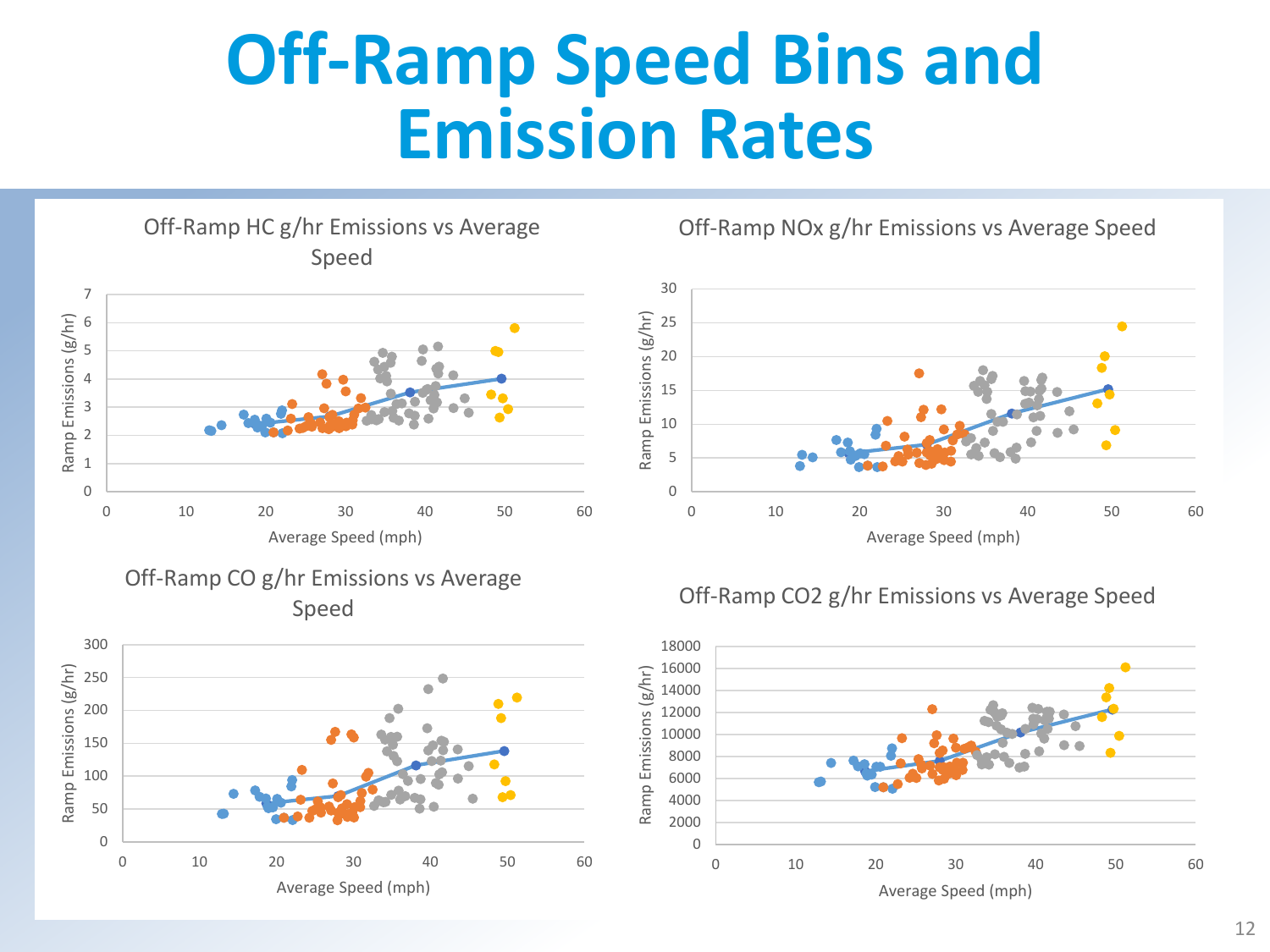# Off-Ramp Speed Bins and Emission Rates

Off-Ramp HC g/hr Emissions vs Average Speed

Off-Ramp NOx g/hr Emissions vs Average Speed

Off-Ramp CO g/hr Emissions vs Average Speed

Off-Ramp CO2 g/hr Emissions vs Average Speed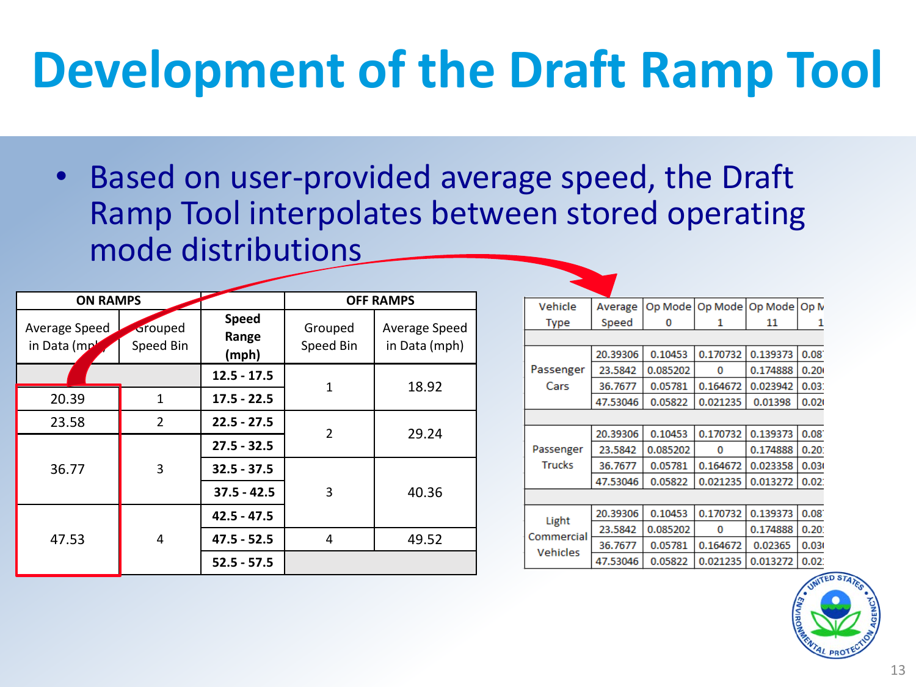# Development of the Draft Ramp Tool

- Based on user-provided average speed, the Draft Ramp Tool interpolates between stored operating mode distributions

| ON RAMPS | | | OFF RAMPS | |
|---|---|---|---|---|
| Average Speed in Data (mph) | Grouped Speed Bin | Speed Range (mph) | Grouped Speed Bin | Average Speed in Data (mph) |
| | | **12.5 - 17.5** | 1 | 18.92 |
| 20.39 | 1 | **17.5 - 22.5** | | |
| 23.58 | 2 | **22.5 - 27.5** | 2 | 29.24 |
| 36.77 | 3 | **27.5 - 32.5** | | |
| | | **32.5 - 37.5** | 3 | 40.36 |
| | | **37.5 - 42.5** | | |
| 47.53 | 4 | **42.5 - 47.5** | | |
| | | **47.5 - 52.5** | 4 | 49.52 |
| | | **52.5 - 57.5** | | |

| Vehicle Type | Average Speed | Op Mode 0 | Op Mode 1 | Op Mode 11 | Op M... 1... |
|---|---|---|---|---|---|
| Passenger Cars | 20.39306 | 0.10453 | 0.170732 | 0.139373 | 0.08... |
| | 23.5842 | 0.085202 | 0 | 0.174888 | 0.20... |
| | 36.7677 | 0.05781 | 0.164672 | 0.023942 | 0.03... |
| | 47.53046 | 0.05822 | 0.021235 | 0.01398 | 0.02... |
| Passenger Trucks | 20.39306 | 0.10453 | 0.170732 | 0.139373 | 0.08... |
| | 23.5842 | 0.085202 | 0 | 0.174888 | 0.20... |
| | 36.7677 | 0.05781 | 0.164672 | 0.023358 | 0.03... |
| | 47.53046 | 0.05822 | 0.021235 | 0.013272 | 0.02... |
| Light Commercial Vehicles | 20.39306 | 0.10453 | 0.170732 | 0.139373 | 0.08... |
| | 23.5842 | 0.085202 | 0 | 0.174888 | 0.20... |
| | 36.7677 | 0.05781 | 0.164672 | 0.02365 | 0.03... |
| | 47.53046 | 0.05822 | 0.021235 | 0.013272 | 0.02... |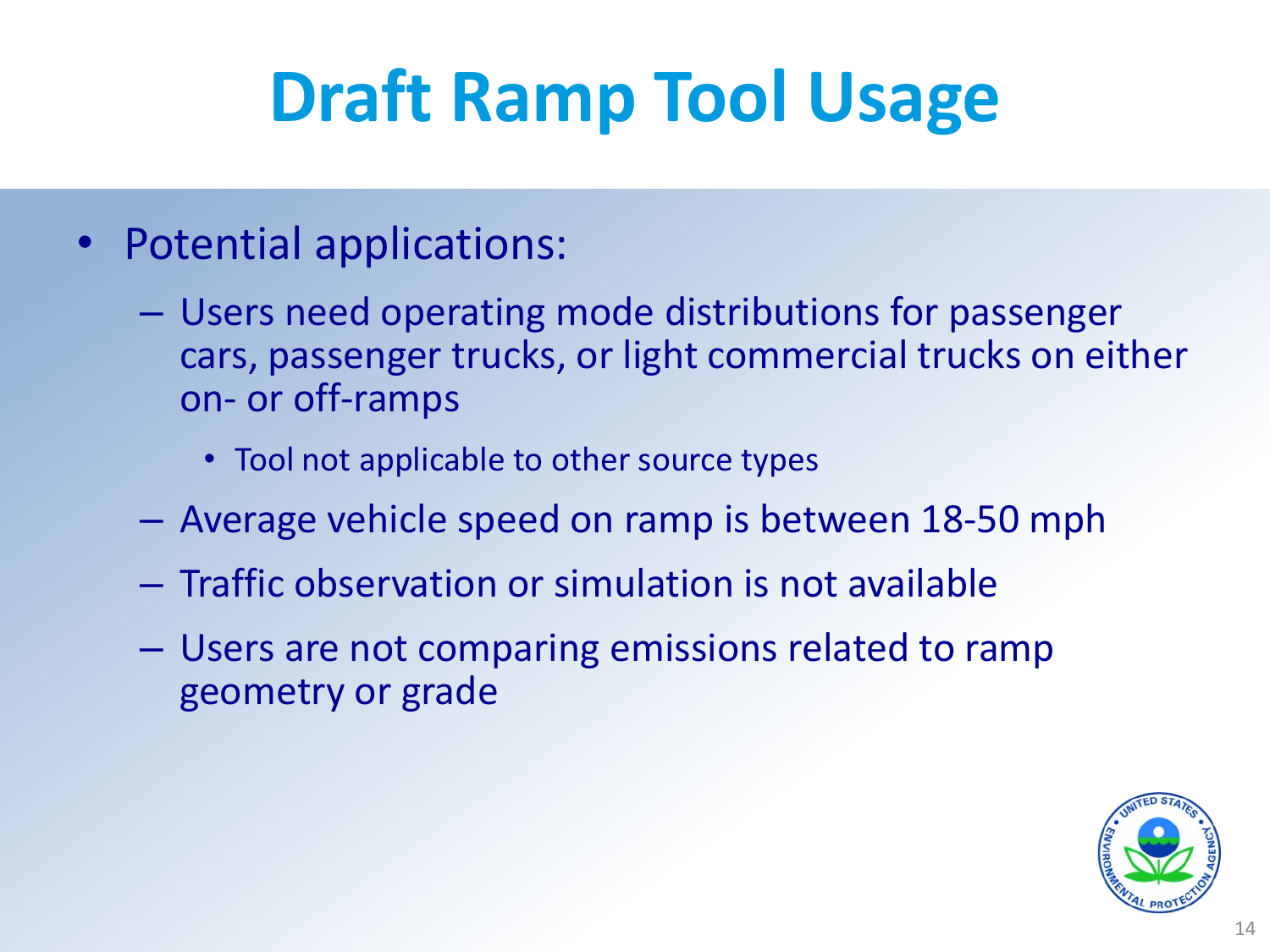# Draft Ramp Tool Usage

- Potential applications:
  - Users need operating mode distributions for passenger cars, passenger trucks, or light commercial trucks on either on- or off-ramps
    - Tool not applicable to other source types
  - Average vehicle speed on ramp is between 18-50 mph
  - Traffic observation or simulation is not available
  - Users are not comparing emissions related to ramp geometry or grade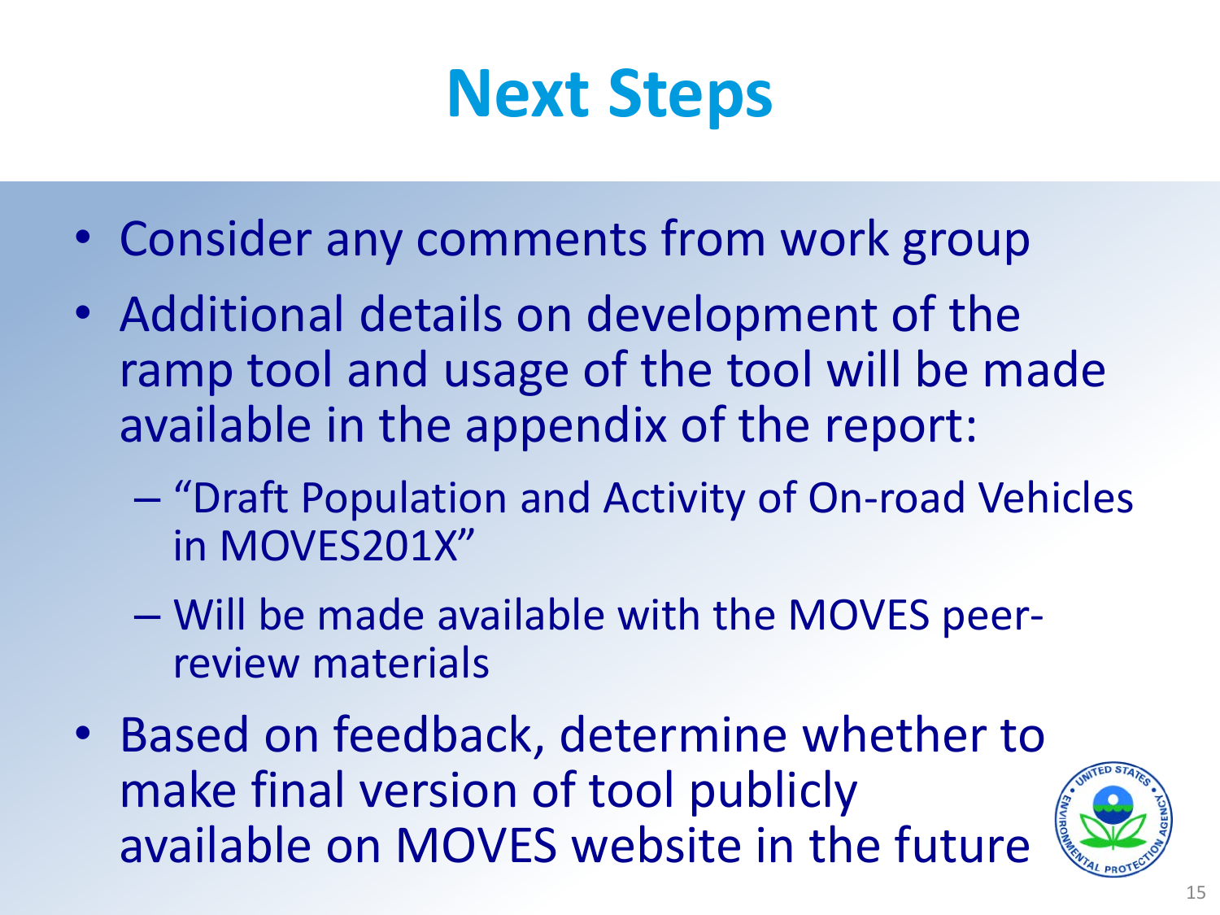# Next Steps

- Consider any comments from work group
- Additional details on development of the ramp tool and usage of the tool will be made available in the appendix of the report:
  - "Draft Population and Activity of On-road Vehicles in MOVES201X"
  - Will be made available with the MOVES peer-review materials
- Based on feedback, determine whether to make final version of tool publicly available on MOVES website in the future